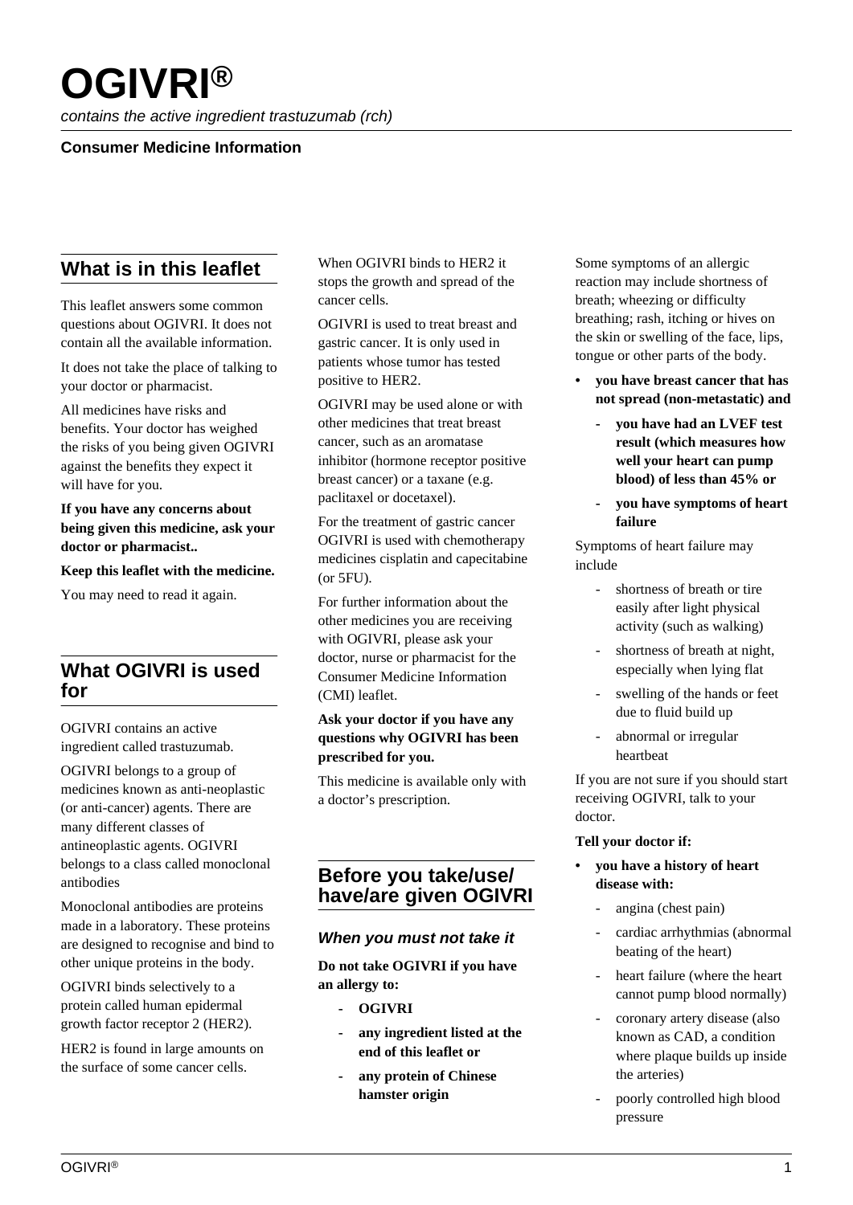# OGIVRI®

*contains the active ingredient trastuzumab (rch)*

**Consumer Medicine Information**

## What is in this leaflet

This leaflet answers some common questions about OGIVRI. It does not contain all the available information.

It does not take the place of talking to your doctor or pharmacist.

All medicines have risks and benefits. Your doctor has weighed the risks of you being given OGIVRI against the benefits they expect it will have for you.

**If you have any concerns about being given this medicine, ask your doctor or pharmacist..**

**Keep this leaflet with the medicine.**

You may need to read it again.

## What OGIVRI is used for

OGIVRI contains an active ingredient called trastuzumab.

OGIVRI belongs to a group of medicines known as anti-neoplastic (or anti-cancer) agents. There are many different classes of antineoplastic agents. OGIVRI belongs to a class called monoclonal antibodies

Monoclonal antibodies are proteins made in a laboratory. These proteins are designed to recognise and bind to other unique proteins in the body.

OGIVRI binds selectively to a protein called human epidermal growth factor receptor 2 (HER2).

HER2 is found in large amounts on the surface of some cancer cells.

When OGIVRI binds to HER2 it stops the growth and spread of the cancer cells.

OGIVRI is used to treat breast and gastric cancer. It is only used in patients whose tumor has tested positive to HER2.

OGIVRI may be used alone or with other medicines that treat breast cancer, such as an aromatase inhibitor (hormone receptor positive breast cancer) or a taxane (e.g. paclitaxel or docetaxel).

For the treatment of gastric cancer OGIVRI is used with chemotherapy medicines cisplatin and capecitabine (or 5FU).

For further information about the other medicines you are receiving with OGIVRI, please ask your doctor, nurse or pharmacist for the Consumer Medicine Information (CMI) leaflet.

**Ask your doctor if you have any questions why OGIVRI has been prescribed for you.**

This medicine is available only with a doctor's prescription.

## Before you take/use/ have/are given OGIVRI

### *When you must not take it*

**Do not take OGIVRI if you have an allergy to:**

- **OGIVRI**
- **any ingredient listed at the end of this leaflet or**
- **any protein of Chinese hamster origin**

Some symptoms of an allergic reaction may include shortness of breath; wheezing or difficulty breathing; rash, itching or hives on the skin or swelling of the face, lips, tongue or other parts of the body.

- **you have breast cancer that has not spread (non-metastatic) and**
  - **you have had an LVEF test result (which measures how well your heart can pump blood) of less than 45% or**
  - **you have symptoms of heart failure**

Symptoms of heart failure may include

- shortness of breath or tire easily after light physical activity (such as walking)
- shortness of breath at night, especially when lying flat
- swelling of the hands or feet due to fluid build up
- abnormal or irregular heartbeat

If you are not sure if you should start receiving OGIVRI, talk to your doctor.

**Tell your doctor if:**

- **you have a history of heart disease with:**
  - angina (chest pain)
  - cardiac arrhythmias (abnormal beating of the heart)
  - heart failure (where the heart cannot pump blood normally)
  - coronary artery disease (also known as CAD, a condition where plaque builds up inside the arteries)
  - poorly controlled high blood pressure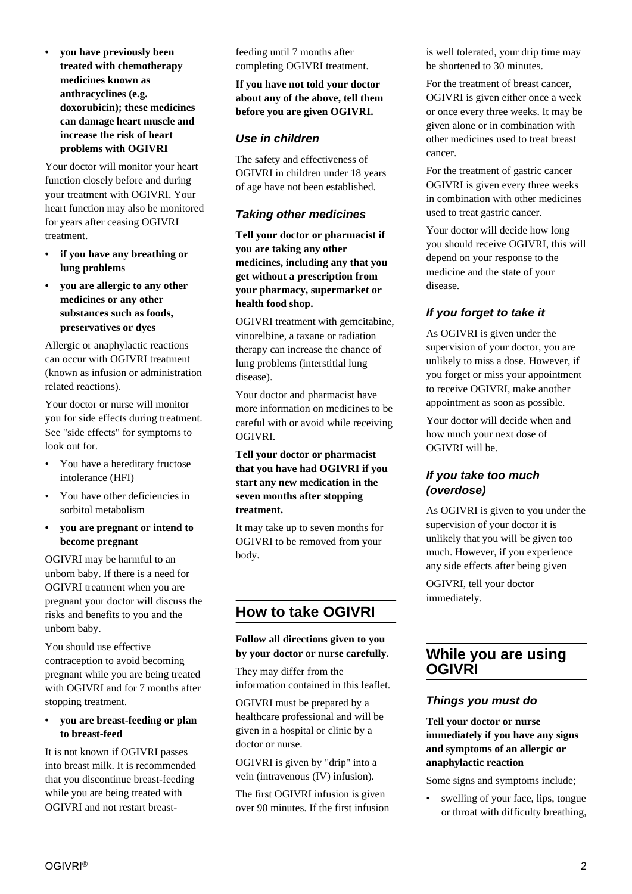- **you have previously been treated with chemotherapy medicines known as anthracyclines (e.g. doxorubicin); these medicines can damage heart muscle and increase the risk of heart problems with OGIVRI**

Your doctor will monitor your heart function closely before and during your treatment with OGIVRI. Your heart function may also be monitored for years after ceasing OGIVRI treatment.

- **if you have any breathing or lung problems**
- **you are allergic to any other medicines or any other substances such as foods, preservatives or dyes**

Allergic or anaphylactic reactions can occur with OGIVRI treatment (known as infusion or administration related reactions).

Your doctor or nurse will monitor you for side effects during treatment. See "side effects" for symptoms to look out for.

- You have a hereditary fructose intolerance (HFI)
- You have other deficiencies in sorbitol metabolism
- **you are pregnant or intend to become pregnant**

OGIVRI may be harmful to an unborn baby. If there is a need for OGIVRI treatment when you are pregnant your doctor will discuss the risks and benefits to you and the unborn baby.

You should use effective contraception to avoid becoming pregnant while you are being treated with OGIVRI and for 7 months after stopping treatment.

- **you are breast-feeding or plan to breast-feed**

It is not known if OGIVRI passes into breast milk. It is recommended that you discontinue breast-feeding while you are being treated with OGIVRI and not restart breast-feeding until 7 months after completing OGIVRI treatment.

**If you have not told your doctor about any of the above, tell them before you are given OGIVRI.**

### *Use in children*

The safety and effectiveness of OGIVRI in children under 18 years of age have not been established.

### *Taking other medicines*

**Tell your doctor or pharmacist if you are taking any other medicines, including any that you get without a prescription from your pharmacy, supermarket or health food shop.**

OGIVRI treatment with gemcitabine, vinorelbine, a taxane or radiation therapy can increase the chance of lung problems (interstitial lung disease).

Your doctor and pharmacist have more information on medicines to be careful with or avoid while receiving OGIVRI.

**Tell your doctor or pharmacist that you have had OGIVRI if you start any new medication in the seven months after stopping treatment.**

It may take up to seven months for OGIVRI to be removed from your body.

## How to take OGIVRI

**Follow all directions given to you by your doctor or nurse carefully.**

They may differ from the information contained in this leaflet.

OGIVRI must be prepared by a healthcare professional and will be given in a hospital or clinic by a doctor or nurse.

OGIVRI is given by "drip" into a vein (intravenous (IV) infusion).

The first OGIVRI infusion is given over 90 minutes. If the first infusion is well tolerated, your drip time may be shortened to 30 minutes.

For the treatment of breast cancer, OGIVRI is given either once a week or once every three weeks. It may be given alone or in combination with other medicines used to treat breast cancer.

For the treatment of gastric cancer OGIVRI is given every three weeks in combination with other medicines used to treat gastric cancer.

Your doctor will decide how long you should receive OGIVRI, this will depend on your response to the medicine and the state of your disease.

### *If you forget to take it*

As OGIVRI is given under the supervision of your doctor, you are unlikely to miss a dose. However, if you forget or miss your appointment to receive OGIVRI, make another appointment as soon as possible.

Your doctor will decide when and how much your next dose of OGIVRI will be.

### *If you take too much (overdose)*

As OGIVRI is given to you under the supervision of your doctor it is unlikely that you will be given too much. However, if you experience any side effects after being given OGIVRI, tell your doctor immediately.

## While you are using OGIVRI

### *Things you must do*

**Tell your doctor or nurse immediately if you have any signs and symptoms of an allergic or anaphylactic reaction**

Some signs and symptoms include;

- swelling of your face, lips, tongue or throat with difficulty breathing,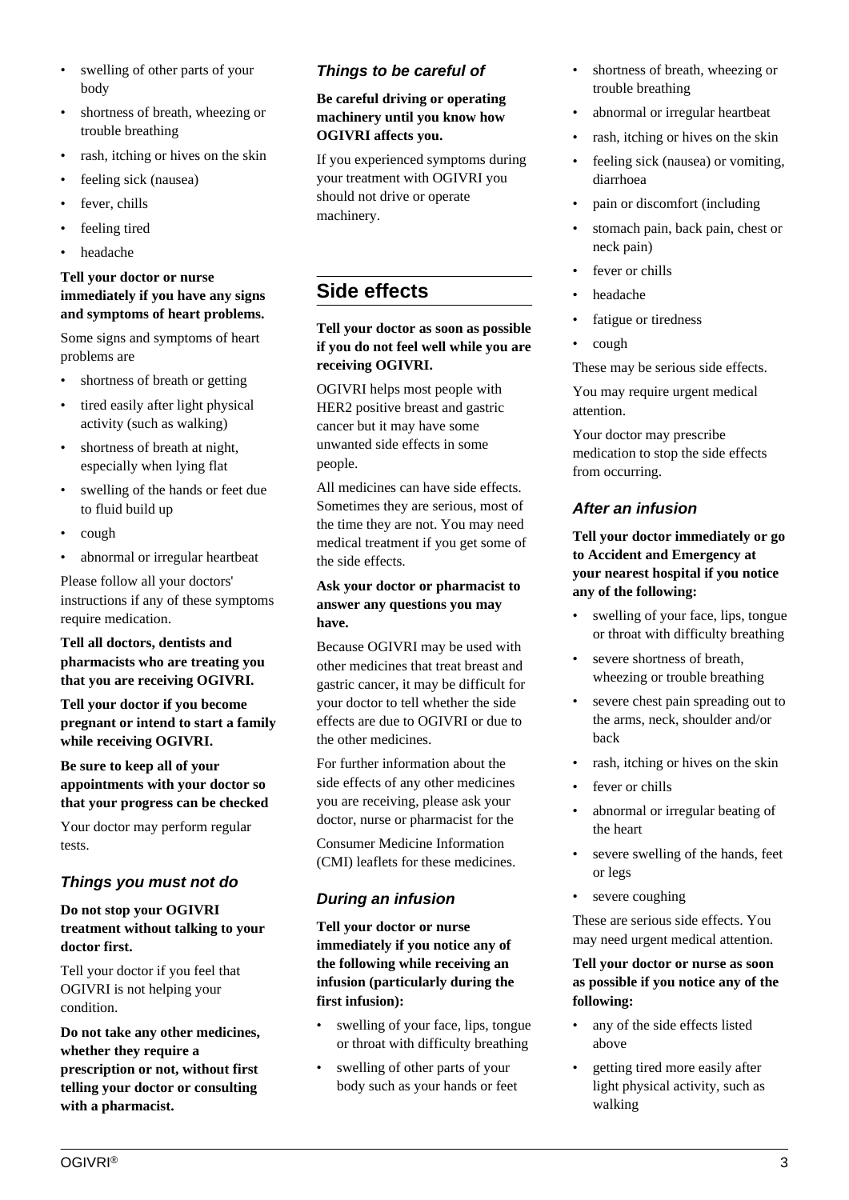- swelling of other parts of your body
- shortness of breath, wheezing or trouble breathing
- rash, itching or hives on the skin
- feeling sick (nausea)
- fever, chills
- feeling tired
- headache

**Tell your doctor or nurse immediately if you have any signs and symptoms of heart problems.**

Some signs and symptoms of heart problems are

- shortness of breath or getting
- tired easily after light physical activity (such as walking)
- shortness of breath at night, especially when lying flat
- swelling of the hands or feet due to fluid build up
- cough
- abnormal or irregular heartbeat

Please follow all your doctors' instructions if any of these symptoms require medication.

**Tell all doctors, dentists and pharmacists who are treating you that you are receiving OGIVRI.**

**Tell your doctor if you become pregnant or intend to start a family while receiving OGIVRI.**

**Be sure to keep all of your appointments with your doctor so that your progress can be checked**

Your doctor may perform regular tests.

### Things you must not do

**Do not stop your OGIVRI treatment without talking to your doctor first.**

Tell your doctor if you feel that OGIVRI is not helping your condition.

**Do not take any other medicines, whether they require a prescription or not, without first telling your doctor or consulting with a pharmacist.**

### Things to be careful of

**Be careful driving or operating machinery until you know how OGIVRI affects you.**

If you experienced symptoms during your treatment with OGIVRI you should not drive or operate machinery.

## Side effects

**Tell your doctor as soon as possible if you do not feel well while you are receiving OGIVRI.**

OGIVRI helps most people with HER2 positive breast and gastric cancer but it may have some unwanted side effects in some people.

All medicines can have side effects. Sometimes they are serious, most of the time they are not. You may need medical treatment if you get some of the side effects.

**Ask your doctor or pharmacist to answer any questions you may have.**

Because OGIVRI may be used with other medicines that treat breast and gastric cancer, it may be difficult for your doctor to tell whether the side effects are due to OGIVRI or due to the other medicines.

For further information about the side effects of any other medicines you are receiving, please ask your doctor, nurse or pharmacist for the Consumer Medicine Information (CMI) leaflets for these medicines.

### During an infusion

**Tell your doctor or nurse immediately if you notice any of the following while receiving an infusion (particularly during the first infusion):**

- swelling of your face, lips, tongue or throat with difficulty breathing
- swelling of other parts of your body such as your hands or feet
- shortness of breath, wheezing or trouble breathing
- abnormal or irregular heartbeat
- rash, itching or hives on the skin
- feeling sick (nausea) or vomiting, diarrhoea
- pain or discomfort (including
- stomach pain, back pain, chest or neck pain)
- fever or chills
- headache
- fatigue or tiredness
- cough

These may be serious side effects.

You may require urgent medical attention.

Your doctor may prescribe medication to stop the side effects from occurring.

### After an infusion

**Tell your doctor immediately or go to Accident and Emergency at your nearest hospital if you notice any of the following:**

- swelling of your face, lips, tongue or throat with difficulty breathing
- severe shortness of breath, wheezing or trouble breathing
- severe chest pain spreading out to the arms, neck, shoulder and/or back
- rash, itching or hives on the skin
- fever or chills
- abnormal or irregular beating of the heart
- severe swelling of the hands, feet or legs
- severe coughing

These are serious side effects. You may need urgent medical attention.

**Tell your doctor or nurse as soon as possible if you notice any of the following:**

- any of the side effects listed above
- getting tired more easily after light physical activity, such as walking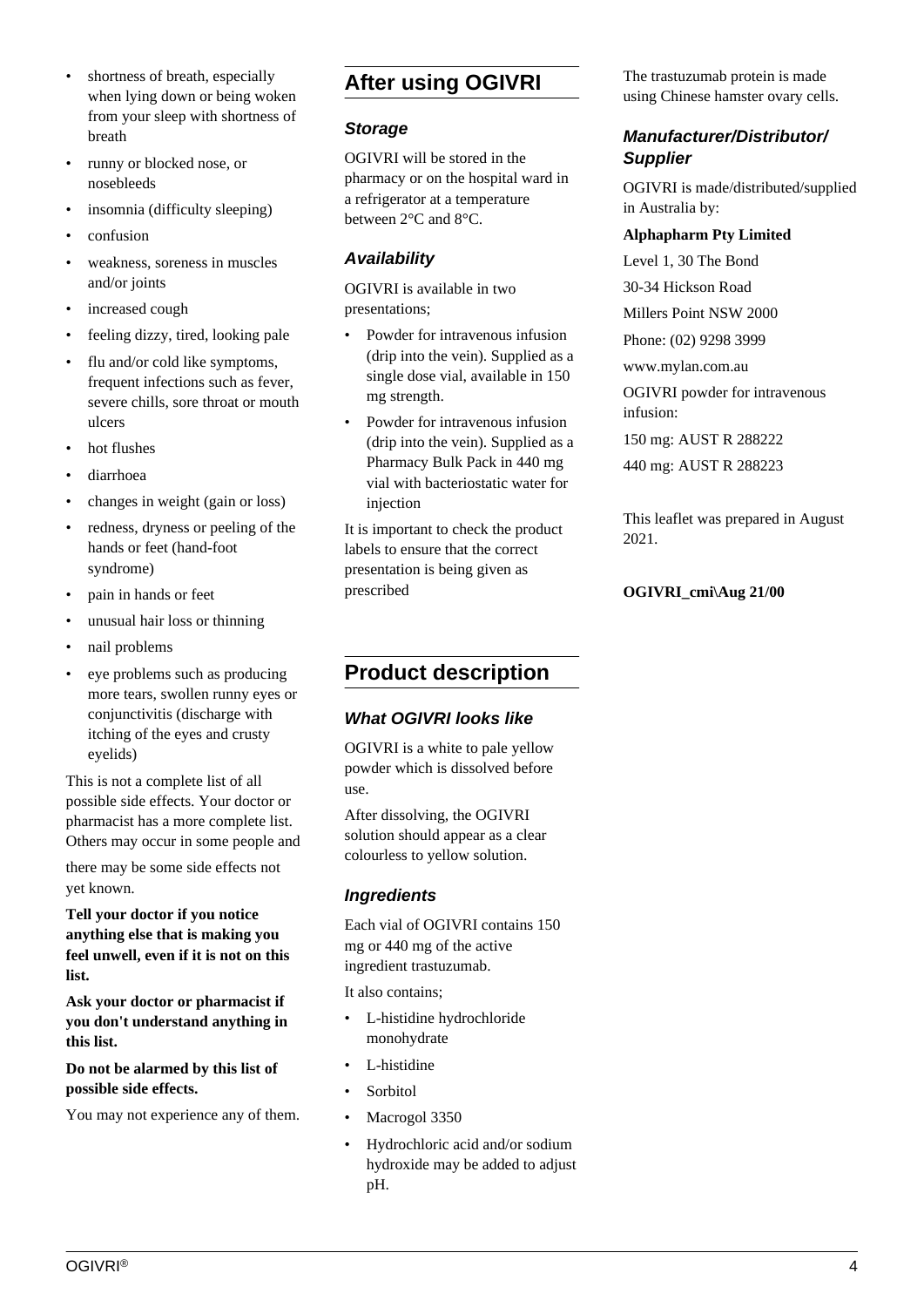- shortness of breath, especially when lying down or being woken from your sleep with shortness of breath
- runny or blocked nose, or nosebleeds
- insomnia (difficulty sleeping)
- confusion
- weakness, soreness in muscles and/or joints
- increased cough
- feeling dizzy, tired, looking pale
- flu and/or cold like symptoms, frequent infections such as fever, severe chills, sore throat or mouth ulcers
- hot flushes
- diarrhoea
- changes in weight (gain or loss)
- redness, dryness or peeling of the hands or feet (hand-foot syndrome)
- pain in hands or feet
- unusual hair loss or thinning
- nail problems
- eye problems such as producing more tears, swollen runny eyes or conjunctivitis (discharge with itching of the eyes and crusty eyelids)

This is not a complete list of all possible side effects. Your doctor or pharmacist has a more complete list. Others may occur in some people and there may be some side effects not yet known.

**Tell your doctor if you notice anything else that is making you feel unwell, even if it is not on this list.**

**Ask your doctor or pharmacist if you don't understand anything in this list.**

**Do not be alarmed by this list of possible side effects.**

You may not experience any of them.

## After using OGIVRI

### *Storage*

OGIVRI will be stored in the pharmacy or on the hospital ward in a refrigerator at a temperature between 2°C and 8°C.

### *Availability*

OGIVRI is available in two presentations;

- Powder for intravenous infusion (drip into the vein). Supplied as a single dose vial, available in 150 mg strength.
- Powder for intravenous infusion (drip into the vein). Supplied as a Pharmacy Bulk Pack in 440 mg vial with bacteriostatic water for injection

It is important to check the product labels to ensure that the correct presentation is being given as prescribed

## Product description

### *What OGIVRI looks like*

OGIVRI is a white to pale yellow powder which is dissolved before use.

After dissolving, the OGIVRI solution should appear as a clear colourless to yellow solution.

### *Ingredients*

Each vial of OGIVRI contains 150 mg or 440 mg of the active ingredient trastuzumab.

It also contains;

- L-histidine hydrochloride monohydrate
- L-histidine
- Sorbitol
- Macrogol 3350
- Hydrochloric acid and/or sodium hydroxide may be added to adjust pH.

The trastuzumab protein is made using Chinese hamster ovary cells.

### *Manufacturer/Distributor/ Supplier*

OGIVRI is made/distributed/supplied in Australia by:

**Alphapharm Pty Limited**

Level 1, 30 The Bond

30-34 Hickson Road

Millers Point NSW 2000

Phone: (02) 9298 3999

www.mylan.com.au

OGIVRI powder for intravenous infusion:

150 mg: AUST R 288222

440 mg: AUST R 288223

This leaflet was prepared in August 2021.

**OGIVRI_cmi\Aug 21/00**